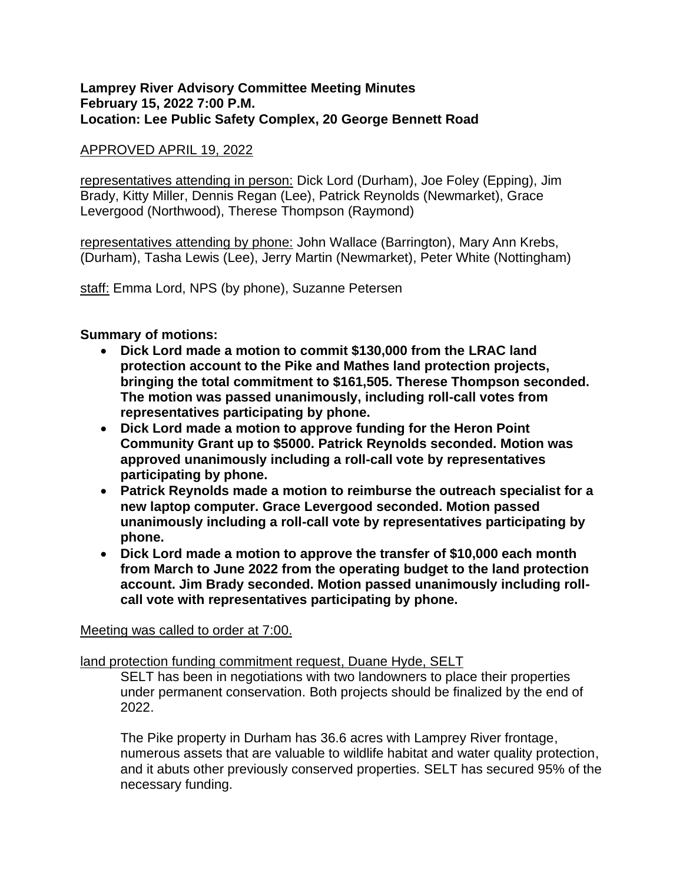**Lamprey River Advisory Committee Meeting Minutes**
**February 15, 2022 7:00 P.M.**
**Location: Lee Public Safety Complex, 20 George Bennett Road**

APPROVED APRIL 19, 2022

representatives attending in person: Dick Lord (Durham), Joe Foley (Epping), Jim Brady, Kitty Miller, Dennis Regan (Lee), Patrick Reynolds (Newmarket), Grace Levergood (Northwood), Therese Thompson (Raymond)

representatives attending by phone: John Wallace (Barrington), Mary Ann Krebs, (Durham), Tasha Lewis (Lee), Jerry Martin (Newmarket), Peter White (Nottingham)

staff: Emma Lord, NPS (by phone), Suzanne Petersen

**Summary of motions:**

- **Dick Lord made a motion to commit $130,000 from the LRAC land protection account to the Pike and Mathes land protection projects, bringing the total commitment to $161,505. Therese Thompson seconded. The motion was passed unanimously, including roll-call votes from representatives participating by phone.**
- **Dick Lord made a motion to approve funding for the Heron Point Community Grant up to $5000. Patrick Reynolds seconded. Motion was approved unanimously including a roll-call vote by representatives participating by phone.**
- **Patrick Reynolds made a motion to reimburse the outreach specialist for a new laptop computer. Grace Levergood seconded. Motion passed unanimously including a roll-call vote by representatives participating by phone.**
- **Dick Lord made a motion to approve the transfer of $10,000 each month from March to June 2022 from the operating budget to the land protection account. Jim Brady seconded. Motion passed unanimously including roll-call vote with representatives participating by phone.**

Meeting was called to order at 7:00.

land protection funding commitment request, Duane Hyde, SELT

SELT has been in negotiations with two landowners to place their properties under permanent conservation. Both projects should be finalized by the end of 2022.

The Pike property in Durham has 36.6 acres with Lamprey River frontage, numerous assets that are valuable to wildlife habitat and water quality protection, and it abuts other previously conserved properties. SELT has secured 95% of the necessary funding.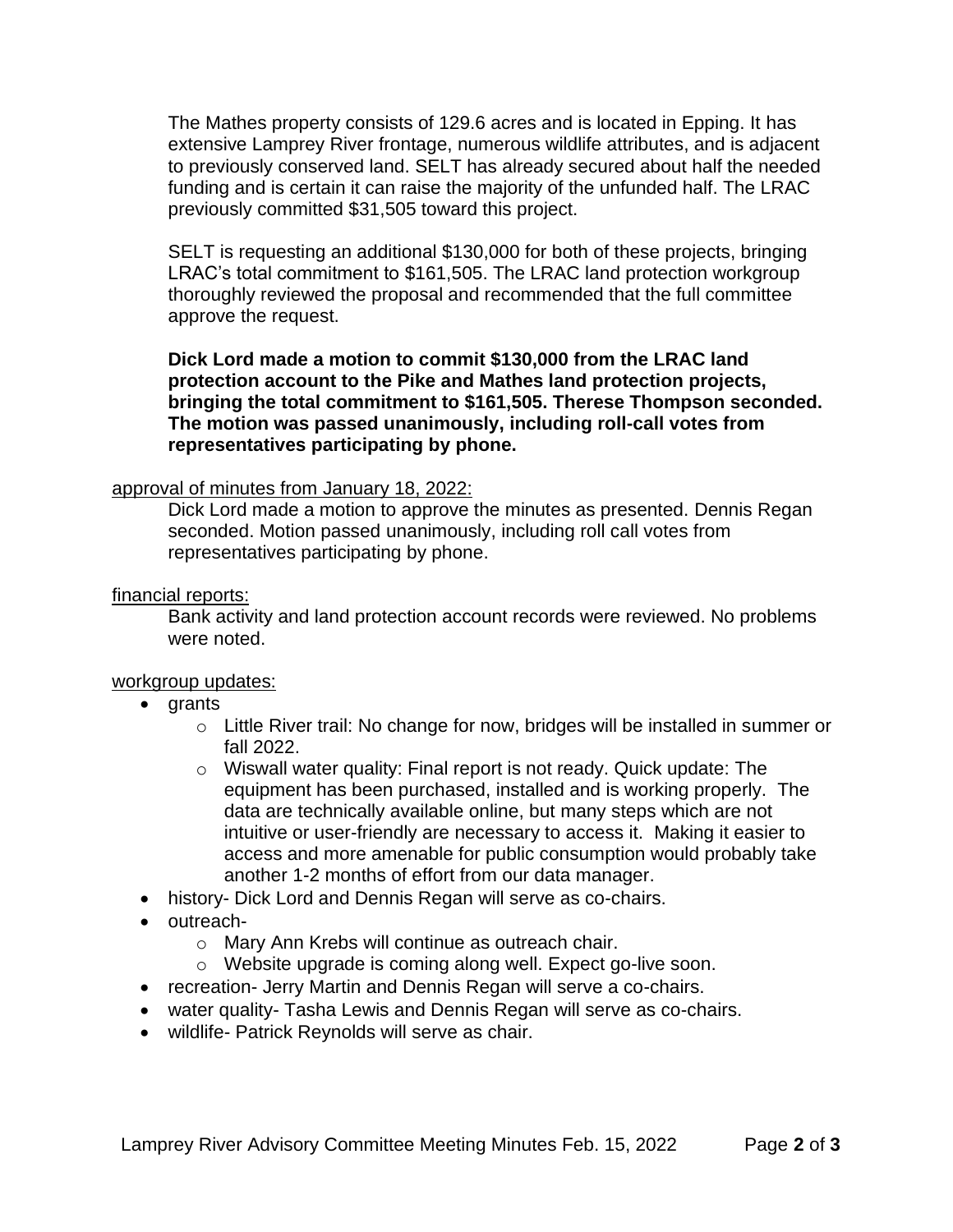The Mathes property consists of 129.6 acres and is located in Epping. It has extensive Lamprey River frontage, numerous wildlife attributes, and is adjacent to previously conserved land. SELT has already secured about half the needed funding and is certain it can raise the majority of the unfunded half. The LRAC previously committed $31,505 toward this project.

SELT is requesting an additional $130,000 for both of these projects, bringing LRAC's total commitment to $161,505. The LRAC land protection workgroup thoroughly reviewed the proposal and recommended that the full committee approve the request.

**Dick Lord made a motion to commit $130,000 from the LRAC land protection account to the Pike and Mathes land protection projects, bringing the total commitment to $161,505. Therese Thompson seconded. The motion was passed unanimously, including roll-call votes from representatives participating by phone.**

<u>approval of minutes from January 18, 2022:</u>

Dick Lord made a motion to approve the minutes as presented. Dennis Regan seconded. Motion passed unanimously, including roll call votes from representatives participating by phone.

<u>financial reports:</u>

Bank activity and land protection account records were reviewed. No problems were noted.

<u>workgroup updates:</u>

- grants
  - Little River trail: No change for now, bridges will be installed in summer or fall 2022.
  - Wiswall water quality: Final report is not ready. Quick update: The equipment has been purchased, installed and is working properly. The data are technically available online, but many steps which are not intuitive or user-friendly are necessary to access it. Making it easier to access and more amenable for public consumption would probably take another 1-2 months of effort from our data manager.
- history- Dick Lord and Dennis Regan will serve as co-chairs.
- outreach-
  - Mary Ann Krebs will continue as outreach chair.
  - Website upgrade is coming along well. Expect go-live soon.
- recreation- Jerry Martin and Dennis Regan will serve a co-chairs.
- water quality- Tasha Lewis and Dennis Regan will serve as co-chairs.
- wildlife- Patrick Reynolds will serve as chair.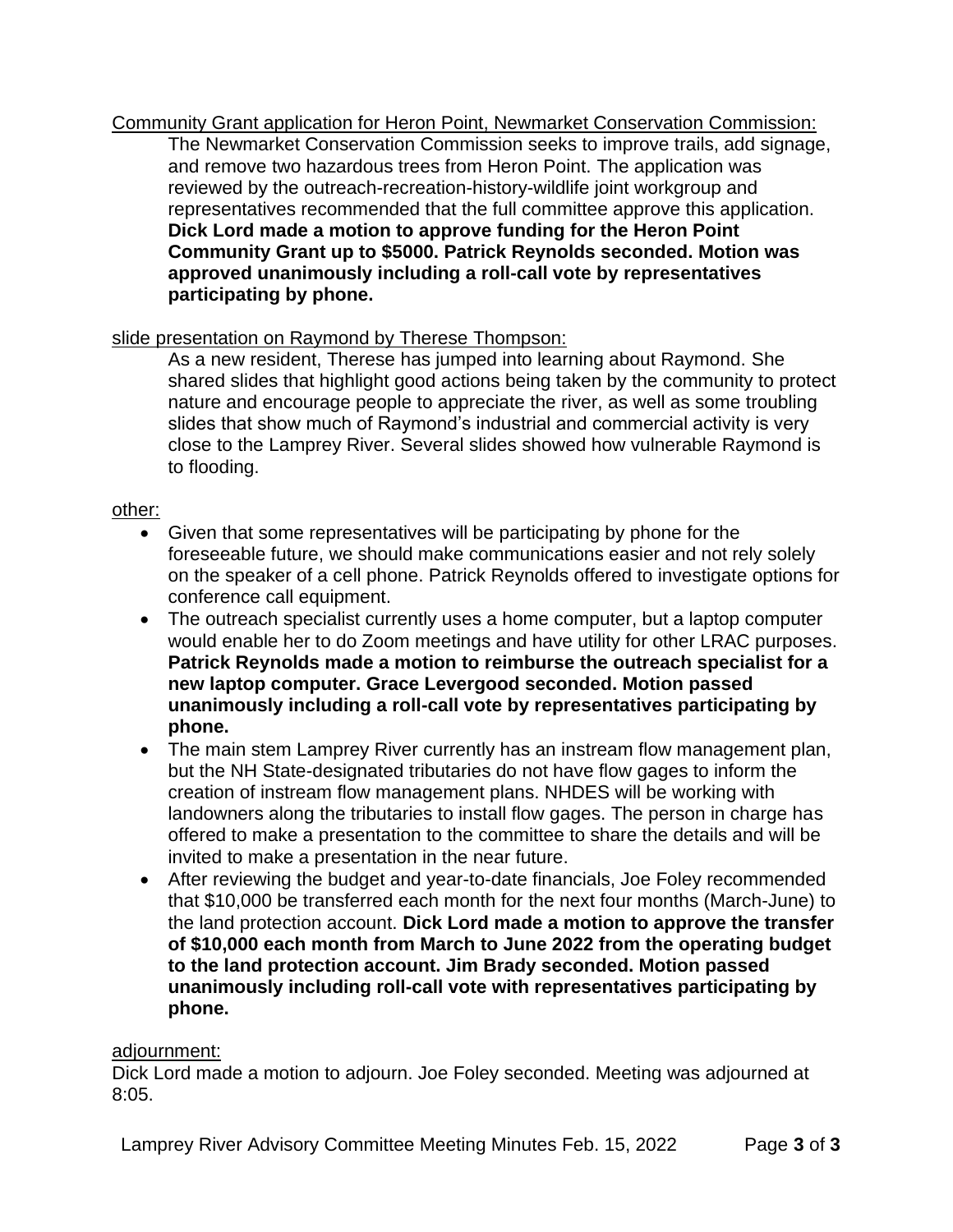Community Grant application for Heron Point, Newmarket Conservation Commission:

The Newmarket Conservation Commission seeks to improve trails, add signage, and remove two hazardous trees from Heron Point. The application was reviewed by the outreach-recreation-history-wildlife joint workgroup and representatives recommended that the full committee approve this application. **Dick Lord made a motion to approve funding for the Heron Point Community Grant up to $5000. Patrick Reynolds seconded. Motion was approved unanimously including a roll-call vote by representatives participating by phone.**

slide presentation on Raymond by Therese Thompson:

As a new resident, Therese has jumped into learning about Raymond. She shared slides that highlight good actions being taken by the community to protect nature and encourage people to appreciate the river, as well as some troubling slides that show much of Raymond's industrial and commercial activity is very close to the Lamprey River. Several slides showed how vulnerable Raymond is to flooding.

other:

- Given that some representatives will be participating by phone for the foreseeable future, we should make communications easier and not rely solely on the speaker of a cell phone. Patrick Reynolds offered to investigate options for conference call equipment.
- The outreach specialist currently uses a home computer, but a laptop computer would enable her to do Zoom meetings and have utility for other LRAC purposes. **Patrick Reynolds made a motion to reimburse the outreach specialist for a new laptop computer. Grace Levergood seconded. Motion passed unanimously including a roll-call vote by representatives participating by phone.**
- The main stem Lamprey River currently has an instream flow management plan, but the NH State-designated tributaries do not have flow gages to inform the creation of instream flow management plans. NHDES will be working with landowners along the tributaries to install flow gages. The person in charge has offered to make a presentation to the committee to share the details and will be invited to make a presentation in the near future.
- After reviewing the budget and year-to-date financials, Joe Foley recommended that $10,000 be transferred each month for the next four months (March-June) to the land protection account. **Dick Lord made a motion to approve the transfer of $10,000 each month from March to June 2022 from the operating budget to the land protection account. Jim Brady seconded. Motion passed unanimously including roll-call vote with representatives participating by phone.**

adjournment:

Dick Lord made a motion to adjourn. Joe Foley seconded. Meeting was adjourned at 8:05.